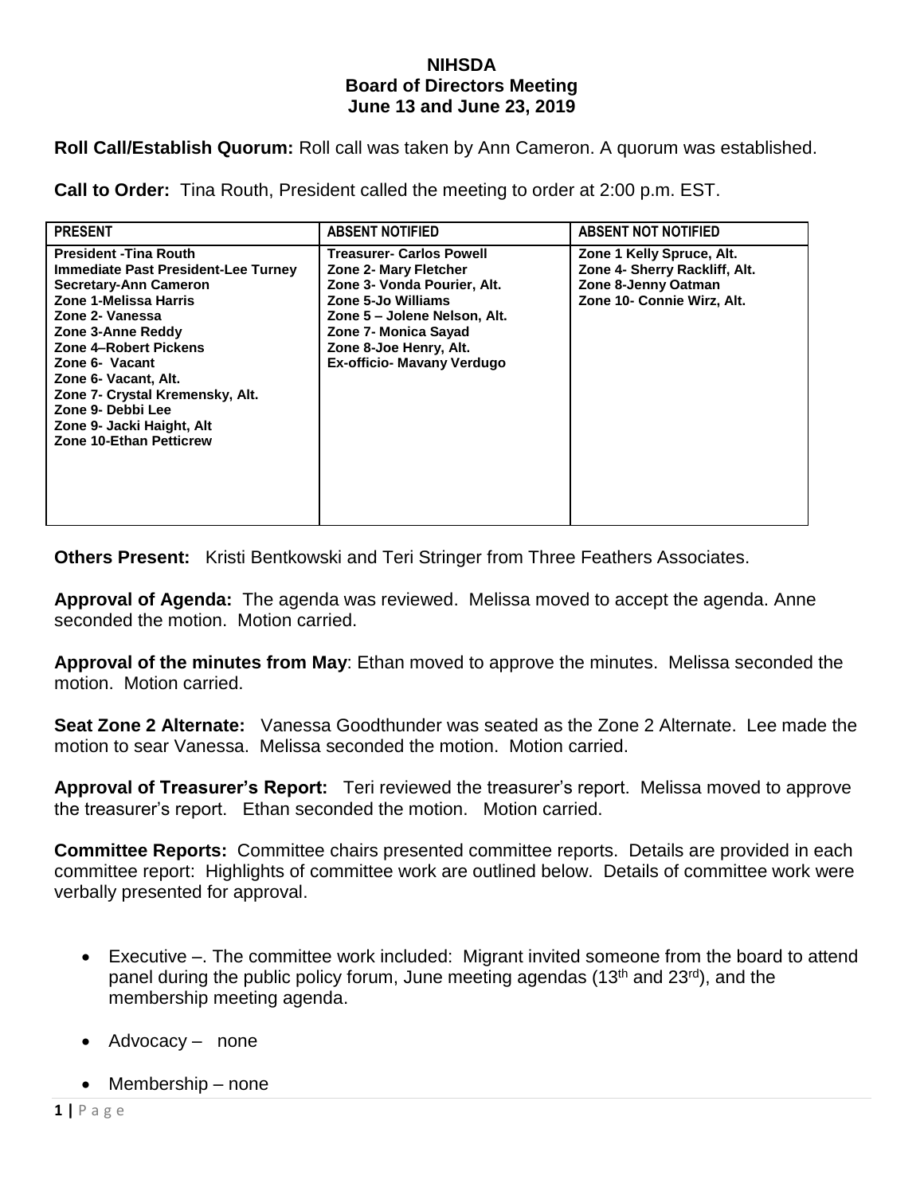# NIHSDA
## Board of Directors Meeting
## June 13 and June 23, 2019

**Roll Call/Establish Quorum:** Roll call was taken by Ann Cameron. A quorum was established.

**Call to Order:** Tina Routh, President called the meeting to order at 2:00 p.m. EST.

| PRESENT | ABSENT NOTIFIED | ABSENT NOT NOTIFIED |
|---|---|---|
| President -Tina Routh<br>Immediate Past President-Lee Turney<br>Secretary-Ann Cameron<br>Zone 1-Melissa Harris<br>Zone 2- Vanessa<br>Zone 3-Anne Reddy<br>Zone 4–Robert Pickens<br>Zone 6- Vacant<br>Zone 6- Vacant, Alt.<br>Zone 7- Crystal Kremensky, Alt.<br>Zone 9- Debbi Lee<br>Zone 9- Jacki Haight, Alt<br>Zone 10-Ethan Petticrew | Treasurer- Carlos Powell<br>Zone 2- Mary Fletcher<br>Zone 3- Vonda Pourier, Alt.<br>Zone 5-Jo Williams<br>Zone 5 – Jolene Nelson, Alt.<br>Zone 7- Monica Sayad<br>Zone 8-Joe Henry, Alt.<br>Ex-officio- Mavany Verdugo | Zone 1 Kelly Spruce, Alt.<br>Zone 4- Sherry Rackliff, Alt.<br>Zone 8-Jenny Oatman<br>Zone 10- Connie Wirz, Alt. |

**Others Present:** Kristi Bentkowski and Teri Stringer from Three Feathers Associates.

**Approval of Agenda:** The agenda was reviewed. Melissa moved to accept the agenda. Anne seconded the motion. Motion carried.

**Approval of the minutes from May**: Ethan moved to approve the minutes. Melissa seconded the motion. Motion carried.

**Seat Zone 2 Alternate:** Vanessa Goodthunder was seated as the Zone 2 Alternate. Lee made the motion to sear Vanessa. Melissa seconded the motion. Motion carried.

**Approval of Treasurer's Report:** Teri reviewed the treasurer's report. Melissa moved to approve the treasurer's report. Ethan seconded the motion. Motion carried.

**Committee Reports:** Committee chairs presented committee reports. Details are provided in each committee report: Highlights of committee work are outlined below. Details of committee work were verbally presented for approval.

- Executive –. The committee work included: Migrant invited someone from the board to attend panel during the public policy forum, June meeting agendas (13th and 23rd), and the membership meeting agenda.
- Advocacy – none
- Membership – none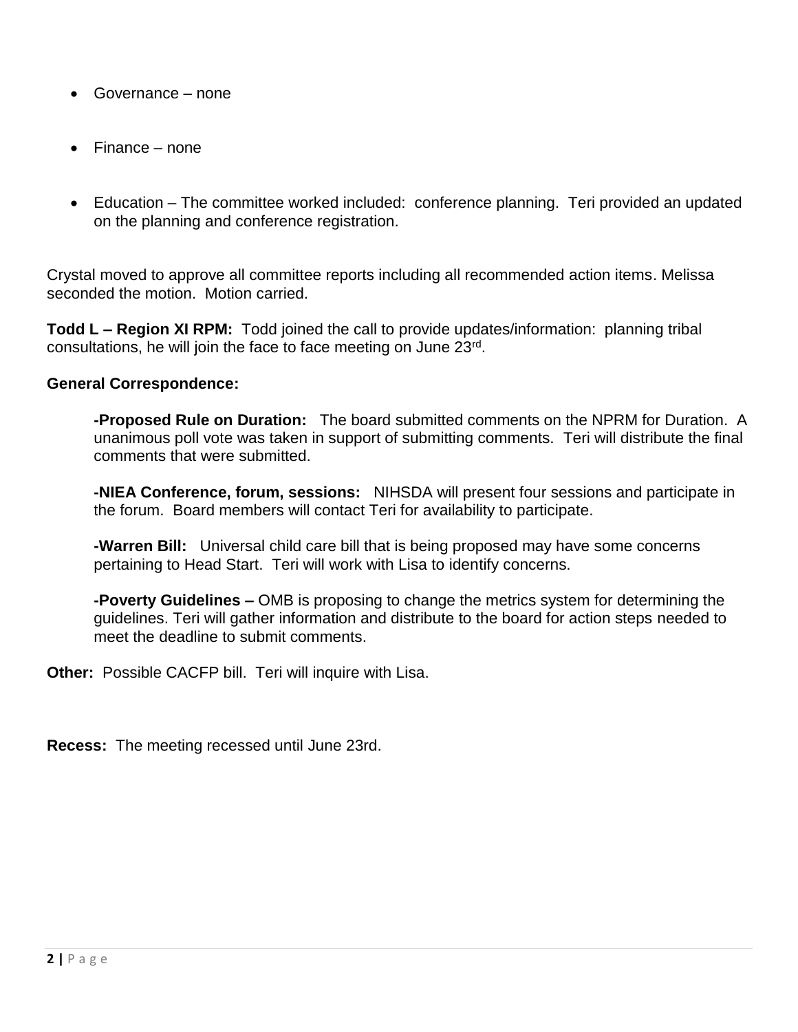- Governance – none

- Finance – none

- Education – The committee worked included: conference planning. Teri provided an updated on the planning and conference registration.

Crystal moved to approve all committee reports including all recommended action items. Melissa seconded the motion. Motion carried.

**Todd L – Region XI RPM:** Todd joined the call to provide updates/information: planning tribal consultations, he will join the face to face meeting on June 23rd.

**General Correspondence:**

> **-Proposed Rule on Duration:** The board submitted comments on the NPRM for Duration. A unanimous poll vote was taken in support of submitting comments. Teri will distribute the final comments that were submitted.
>
> **-NIEA Conference, forum, sessions:** NIHSDA will present four sessions and participate in the forum. Board members will contact Teri for availability to participate.
>
> **-Warren Bill:** Universal child care bill that is being proposed may have some concerns pertaining to Head Start. Teri will work with Lisa to identify concerns.
>
> **-Poverty Guidelines –** OMB is proposing to change the metrics system for determining the guidelines. Teri will gather information and distribute to the board for action steps needed to meet the deadline to submit comments.

**Other:** Possible CACFP bill. Teri will inquire with Lisa.

**Recess:** The meeting recessed until June 23rd.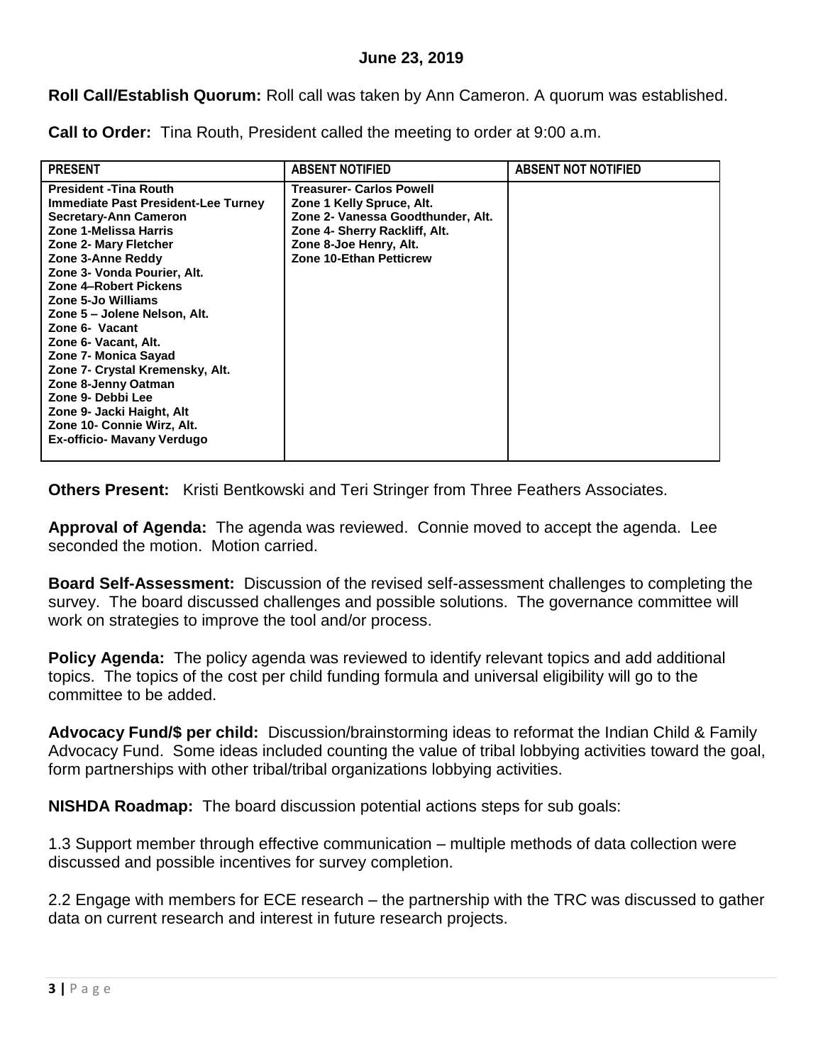**June 23, 2019**

**Roll Call/Establish Quorum:** Roll call was taken by Ann Cameron. A quorum was established.

**Call to Order:** Tina Routh, President called the meeting to order at 9:00 a.m.

| PRESENT | ABSENT NOTIFIED | ABSENT NOT NOTIFIED |
|---|---|---|
| President -Tina Routh<br>Immediate Past President-Lee Turney<br>Secretary-Ann Cameron<br>Zone 1-Melissa Harris<br>Zone 2- Mary Fletcher<br>Zone 3-Anne Reddy<br>Zone 3- Vonda Pourier, Alt.<br>Zone 4–Robert Pickens<br>Zone 5-Jo Williams<br>Zone 5 – Jolene Nelson, Alt.<br>Zone 6- Vacant<br>Zone 6- Vacant, Alt.<br>Zone 7- Monica Sayad<br>Zone 7- Crystal Kremensky, Alt.<br>Zone 8-Jenny Oatman<br>Zone 9- Debbi Lee<br>Zone 9- Jacki Haight, Alt<br>Zone 10- Connie Wirz, Alt.<br>Ex-officio- Mavany Verdugo | Treasurer- Carlos Powell<br>Zone 1 Kelly Spruce, Alt.<br>Zone 2- Vanessa Goodthunder, Alt.<br>Zone 4- Sherry Rackliff, Alt.<br>Zone 8-Joe Henry, Alt.<br>Zone 10-Ethan Petticrew | |

**Others Present:** Kristi Bentkowski and Teri Stringer from Three Feathers Associates.

**Approval of Agenda:** The agenda was reviewed. Connie moved to accept the agenda. Lee seconded the motion. Motion carried.

**Board Self-Assessment:** Discussion of the revised self-assessment challenges to completing the survey. The board discussed challenges and possible solutions. The governance committee will work on strategies to improve the tool and/or process.

**Policy Agenda:** The policy agenda was reviewed to identify relevant topics and add additional topics. The topics of the cost per child funding formula and universal eligibility will go to the committee to be added.

**Advocacy Fund/$ per child:** Discussion/brainstorming ideas to reformat the Indian Child & Family Advocacy Fund. Some ideas included counting the value of tribal lobbying activities toward the goal, form partnerships with other tribal/tribal organizations lobbying activities.

**NISHDA Roadmap:** The board discussion potential actions steps for sub goals:

1.3 Support member through effective communication – multiple methods of data collection were discussed and possible incentives for survey completion.

2.2 Engage with members for ECE research – the partnership with the TRC was discussed to gather data on current research and interest in future research projects.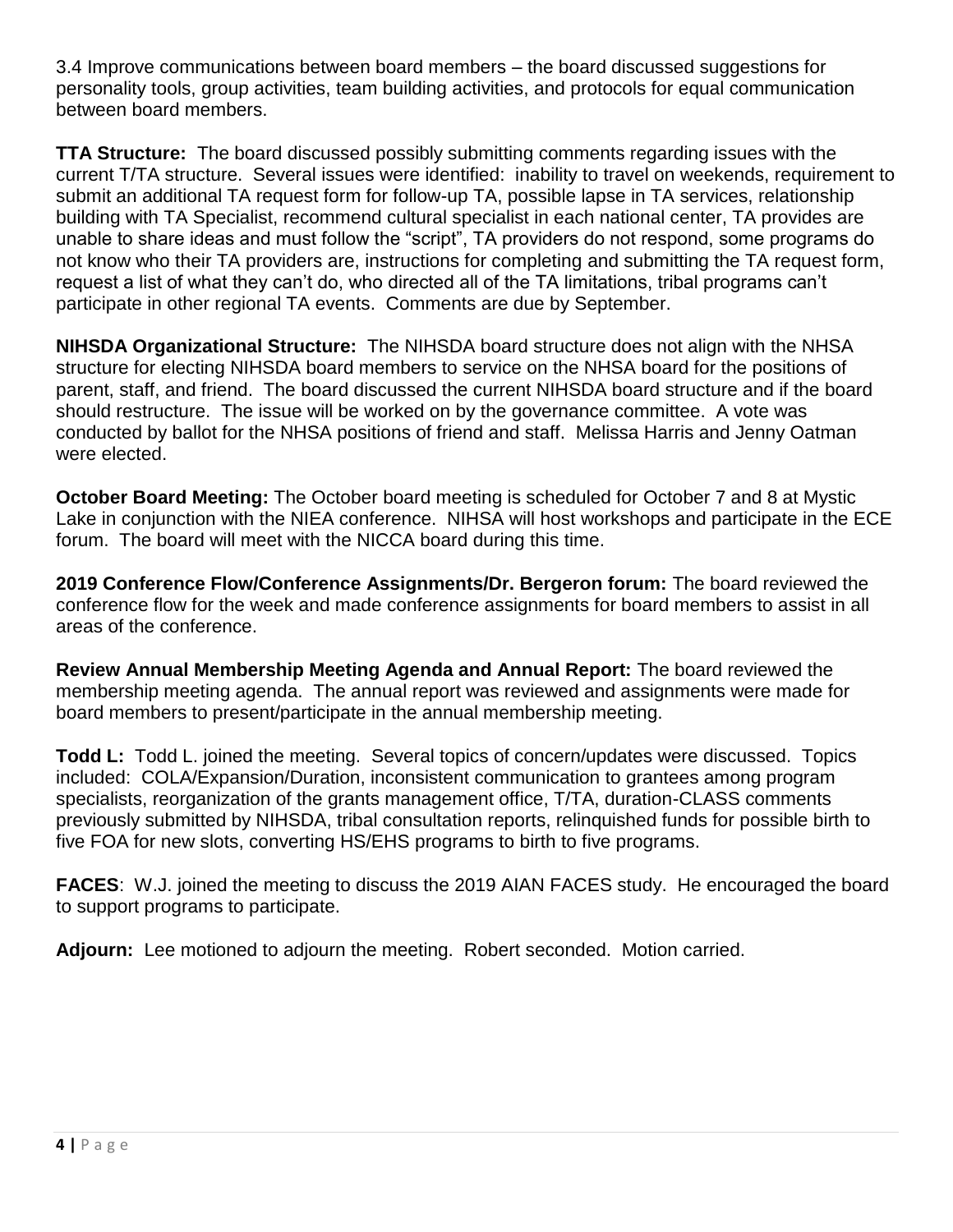3.4 Improve communications between board members – the board discussed suggestions for personality tools, group activities, team building activities, and protocols for equal communication between board members.

**TTA Structure:** The board discussed possibly submitting comments regarding issues with the current T/TA structure. Several issues were identified: inability to travel on weekends, requirement to submit an additional TA request form for follow-up TA, possible lapse in TA services, relationship building with TA Specialist, recommend cultural specialist in each national center, TA provides are unable to share ideas and must follow the "script", TA providers do not respond, some programs do not know who their TA providers are, instructions for completing and submitting the TA request form, request a list of what they can't do, who directed all of the TA limitations, tribal programs can't participate in other regional TA events. Comments are due by September.

**NIHSDA Organizational Structure:** The NIHSDA board structure does not align with the NHSA structure for electing NIHSDA board members to service on the NHSA board for the positions of parent, staff, and friend. The board discussed the current NIHSDA board structure and if the board should restructure. The issue will be worked on by the governance committee. A vote was conducted by ballot for the NHSA positions of friend and staff. Melissa Harris and Jenny Oatman were elected.

**October Board Meeting:** The October board meeting is scheduled for October 7 and 8 at Mystic Lake in conjunction with the NIEA conference. NIHSA will host workshops and participate in the ECE forum. The board will meet with the NICCA board during this time.

**2019 Conference Flow/Conference Assignments/Dr. Bergeron forum:** The board reviewed the conference flow for the week and made conference assignments for board members to assist in all areas of the conference.

**Review Annual Membership Meeting Agenda and Annual Report:** The board reviewed the membership meeting agenda. The annual report was reviewed and assignments were made for board members to present/participate in the annual membership meeting.

**Todd L:** Todd L. joined the meeting. Several topics of concern/updates were discussed. Topics included: COLA/Expansion/Duration, inconsistent communication to grantees among program specialists, reorganization of the grants management office, T/TA, duration-CLASS comments previously submitted by NIHSDA, tribal consultation reports, relinquished funds for possible birth to five FOA for new slots, converting HS/EHS programs to birth to five programs.

**FACES**: W.J. joined the meeting to discuss the 2019 AIAN FACES study. He encouraged the board to support programs to participate.

**Adjourn:** Lee motioned to adjourn the meeting. Robert seconded. Motion carried.